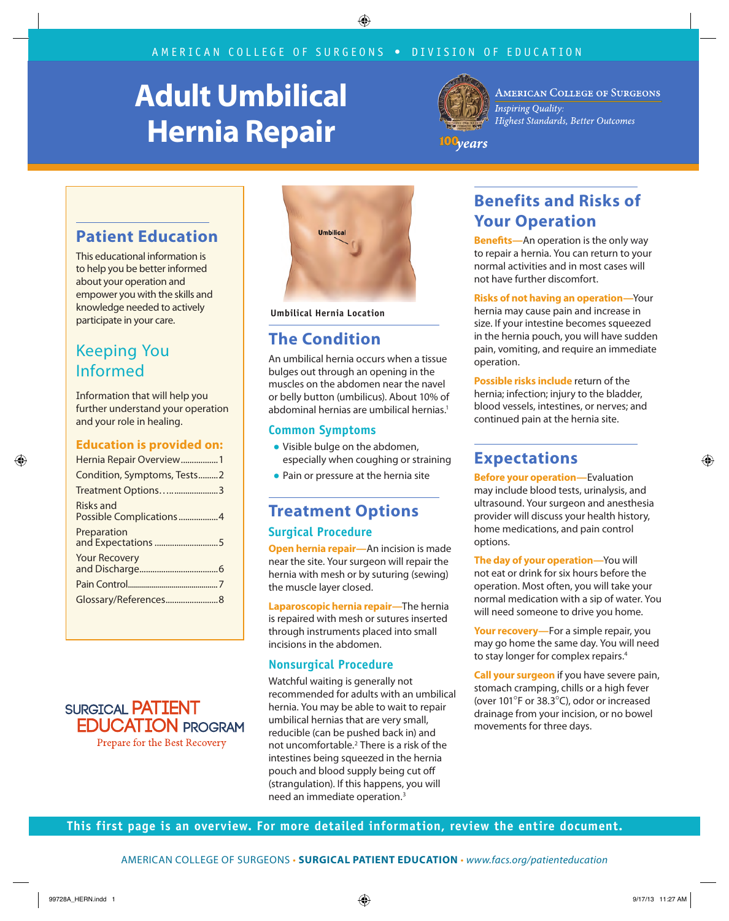AMERICAN COLLEGE OF SURGEONS • DIVISION OF EDUCATION

# Adult Umbilical Hernia Repair

American College of Surgeons
*Inspiring Quality: Highest Standards, Better Outcomes*
100 *years*

## Patient Education

This educational information is to help you be better informed about your operation and empower you with the skills and knowledge needed to actively participate in your care.

## Keeping You Informed

Information that will help you further understand your operation and your role in healing.

### Education is provided on:

- Hernia Repair Overview........1
- Condition, Symptoms, Tests........2
- Treatment Options........3
- Risks and Possible Complications........4
- Preparation and Expectations........5
- Your Recovery and Discharge........6
- Pain Control........7
- Glossary/References........8

SURGICAL PATIENT EDUCATION PROGRAM
Prepare for the Best Recovery

Umbilical

**Umbilical Hernia Location**

## The Condition

An umbilical hernia occurs when a tissue bulges out through an opening in the muscles on the abdomen near the navel or belly button (umbilicus). About 10% of abdominal hernias are umbilical hernias.[1]

### Common Symptoms

- Visible bulge on the abdomen, especially when coughing or straining
- Pain or pressure at the hernia site

## Treatment Options

### Surgical Procedure

**Open hernia repair**—An incision is made near the site. Your surgeon will repair the hernia with mesh or by suturing (sewing) the muscle layer closed.

**Laparoscopic hernia repair**—The hernia is repaired with mesh or sutures inserted through instruments placed into small incisions in the abdomen.

### Nonsurgical Procedure

Watchful waiting is generally not recommended for adults with an umbilical hernia. You may be able to wait to repair umbilical hernias that are very small, reducible (can be pushed back in) and not uncomfortable.[2] There is a risk of the intestines being squeezed in the hernia pouch and blood supply being cut off (strangulation). If this happens, you will need an immediate operation.[3]

## Benefits and Risks of Your Operation

**Benefits**—An operation is the only way to repair a hernia. You can return to your normal activities and in most cases will not have further discomfort.

**Risks of not having an operation**—Your hernia may cause pain and increase in size. If your intestine becomes squeezed in the hernia pouch, you will have sudden pain, vomiting, and require an immediate operation.

**Possible risks include** return of the hernia; infection; injury to the bladder, blood vessels, intestines, or nerves; and continued pain at the hernia site.

## Expectations

**Before your operation**—Evaluation may include blood tests, urinalysis, and ultrasound. Your surgeon and anesthesia provider will discuss your health history, home medications, and pain control options.

**The day of your operation**—You will not eat or drink for six hours before the operation. Most often, you will take your normal medication with a sip of water. You will need someone to drive you home.

**Your recovery**—For a simple repair, you may go home the same day. You will need to stay longer for complex repairs.[4]

**Call your surgeon** if you have severe pain, stomach cramping, chills or a high fever (over 101°F or 38.3°C), odor or increased drainage from your incision, or no bowel movements for three days.

**This first page is an overview. For more detailed information, review the entire document.**

AMERICAN COLLEGE OF SURGEONS • **SURGICAL PATIENT EDUCATION** • *www.facs.org/patienteducation*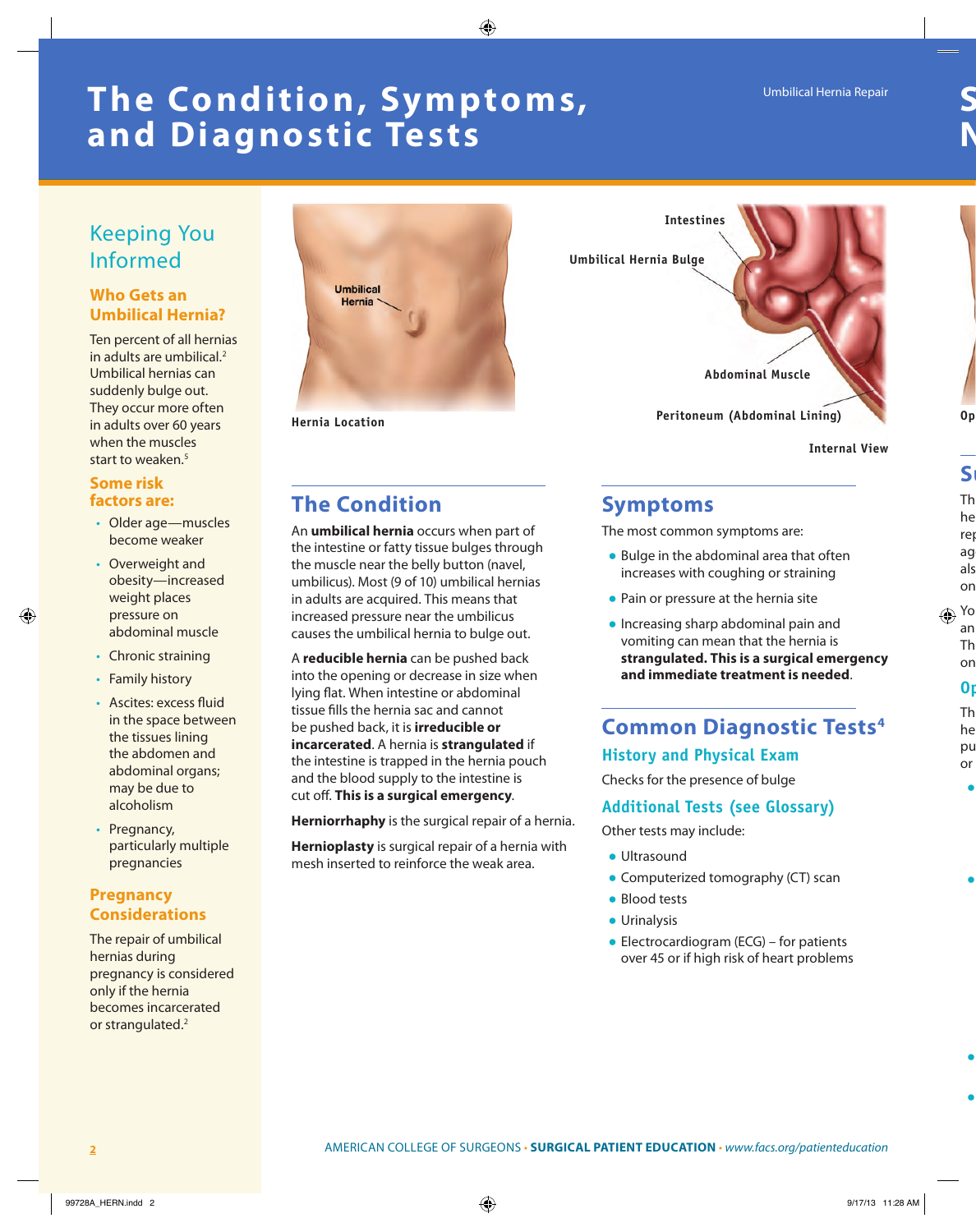# The Condition, Symptoms, and Diagnostic Tests

## Keeping You Informed

### Who Gets an Umbilical Hernia?

Ten percent of all hernias in adults are umbilical.[2] Umbilical hernias can suddenly bulge out. They occur more often in adults over 60 years when the muscles start to weaken.[5]

### Some risk factors are:

- Older age—muscles become weaker
- Overweight and obesity—increased weight places pressure on abdominal muscle
- Chronic straining
- Family history
- Ascites: excess fluid in the space between the tissues lining the abdomen and abdominal organs; may be due to alcoholism
- Pregnancy, particularly multiple pregnancies

### Pregnancy Considerations

The repair of umbilical hernias during pregnancy is considered only if the hernia becomes incarcerated or strangulated.[2]

Umbilical Hernia

Hernia Location

Intestines

Umbilical Hernia Bulge

Abdominal Muscle

Peritoneum (Abdominal Lining)

Internal View

## The Condition

An **umbilical hernia** occurs when part of the intestine or fatty tissue bulges through the muscle near the belly button (navel, umbilicus). Most (9 of 10) umbilical hernias in adults are acquired. This means that increased pressure near the umbilicus causes the umbilical hernia to bulge out.

A **reducible hernia** can be pushed back into the opening or decrease in size when lying flat. When intestine or abdominal tissue fills the hernia sac and cannot be pushed back, it is **irreducible or incarcerated**. A hernia is **strangulated** if the intestine is trapped in the hernia pouch and the blood supply to the intestine is cut off. **This is a surgical emergency**.

**Herniorrhaphy** is the surgical repair of a hernia.

**Hernioplasty** is surgical repair of a hernia with mesh inserted to reinforce the weak area.

## Symptoms

The most common symptoms are:

- Bulge in the abdominal area that often increases with coughing or straining
- Pain or pressure at the hernia site
- Increasing sharp abdominal pain and vomiting can mean that the hernia is **strangulated. This is a surgical emergency and immediate treatment is needed**.

## Common Diagnostic Tests[4]

### History and Physical Exam

Checks for the presence of bulge

### Additional Tests (see Glossary)

Other tests may include:

- Ultrasound
- Computerized tomography (CT) scan
- Blood tests
- Urinalysis
- Electrocardiogram (ECG) – for patients over 45 or if high risk of heart problems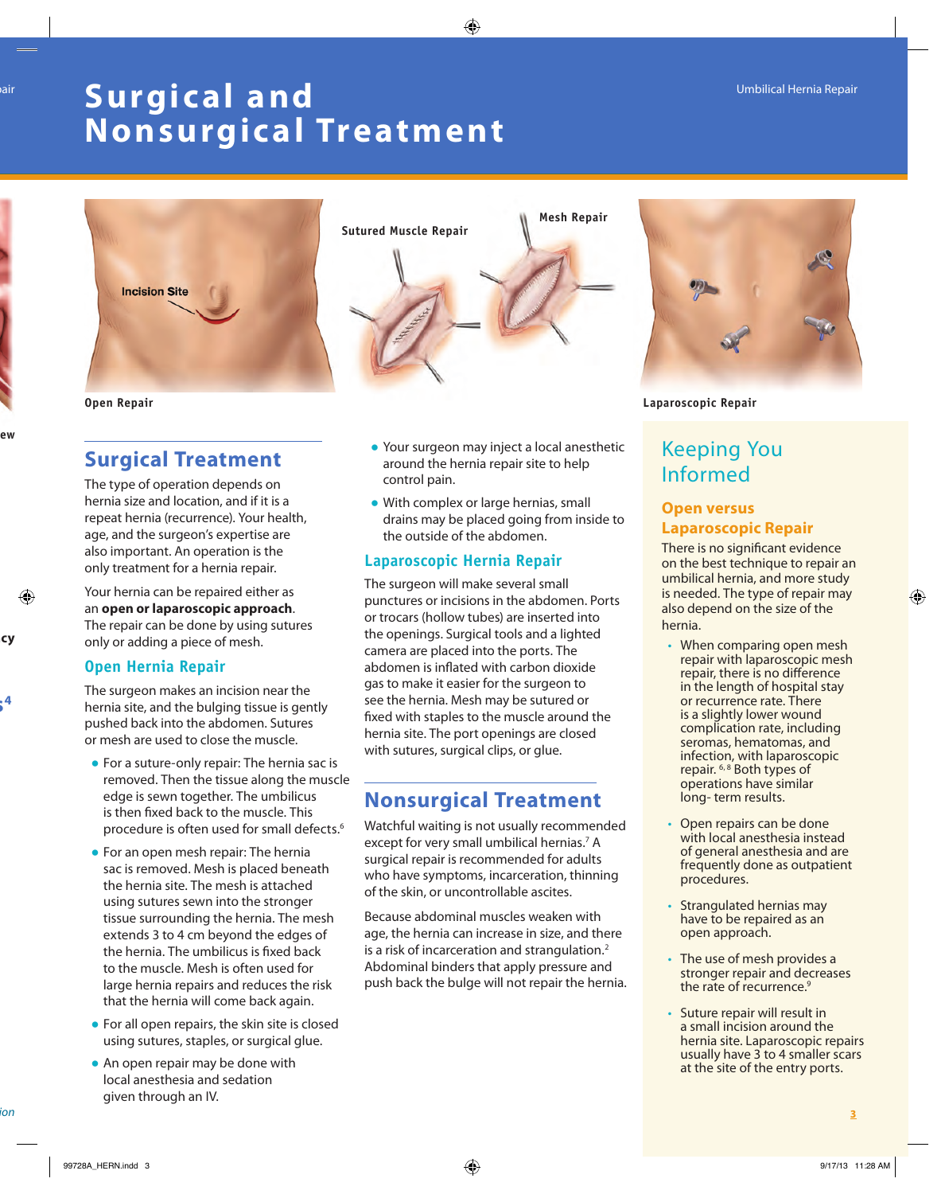# Surgical and Nonsurgical Treatment

Incision Site

Open Repair

Sutured Muscle Repair

Mesh Repair

Laparoscopic Repair

## Surgical Treatment

The type of operation depends on hernia size and location, and if it is a repeat hernia (recurrence). Your health, age, and the surgeon's expertise are also important. An operation is the only treatment for a hernia repair.

Your hernia can be repaired either as an **open or laparoscopic approach**. The repair can be done by using sutures only or adding a piece of mesh.

### Open Hernia Repair

The surgeon makes an incision near the hernia site, and the bulging tissue is gently pushed back into the abdomen. Sutures or mesh are used to close the muscle.

- For a suture-only repair: The hernia sac is removed. Then the tissue along the muscle edge is sewn together. The umbilicus is then fixed back to the muscle. This procedure is often used for small defects.[6]
- For an open mesh repair: The hernia sac is removed. Mesh is placed beneath the hernia site. The mesh is attached using sutures sewn into the stronger tissue surrounding the hernia. The mesh extends 3 to 4 cm beyond the edges of the hernia. The umbilicus is fixed back to the muscle. Mesh is often used for large hernia repairs and reduces the risk that the hernia will come back again.
- For all open repairs, the skin site is closed using sutures, staples, or surgical glue.
- An open repair may be done with local anesthesia and sedation given through an IV.
- Your surgeon may inject a local anesthetic around the hernia repair site to help control pain.
- With complex or large hernias, small drains may be placed going from inside to the outside of the abdomen.

### Laparoscopic Hernia Repair

The surgeon will make several small punctures or incisions in the abdomen. Ports or trocars (hollow tubes) are inserted into the openings. Surgical tools and a lighted camera are placed into the ports. The abdomen is inflated with carbon dioxide gas to make it easier for the surgeon to see the hernia. Mesh may be sutured or fixed with staples to the muscle around the hernia site. The port openings are closed with sutures, surgical clips, or glue.

## Nonsurgical Treatment

Watchful waiting is not usually recommended except for very small umbilical hernias.[7] A surgical repair is recommended for adults who have symptoms, incarceration, thinning of the skin, or uncontrollable ascites.

Because abdominal muscles weaken with age, the hernia can increase in size, and there is a risk of incarceration and strangulation.[2] Abdominal binders that apply pressure and push back the bulge will not repair the hernia.

## Keeping You Informed

### Open versus Laparoscopic Repair

There is no significant evidence on the best technique to repair an umbilical hernia, and more study is needed. The type of repair may also depend on the size of the hernia.

- When comparing open mesh repair with laparoscopic mesh repair, there is no difference in the length of hospital stay or recurrence rate. There is a slightly lower wound complication rate, including seromas, hematomas, and infection, with laparoscopic repair.[6,8] Both types of operations have similar long-term results.
- Open repairs can be done with local anesthesia instead of general anesthesia and are frequently done as outpatient procedures.
- Strangulated hernias may have to be repaired as an open approach.
- The use of mesh provides a stronger repair and decreases the rate of recurrence.[9]
- Suture repair will result in a small incision around the hernia site. Laparoscopic repairs usually have 3 to 4 smaller scars at the site of the entry ports.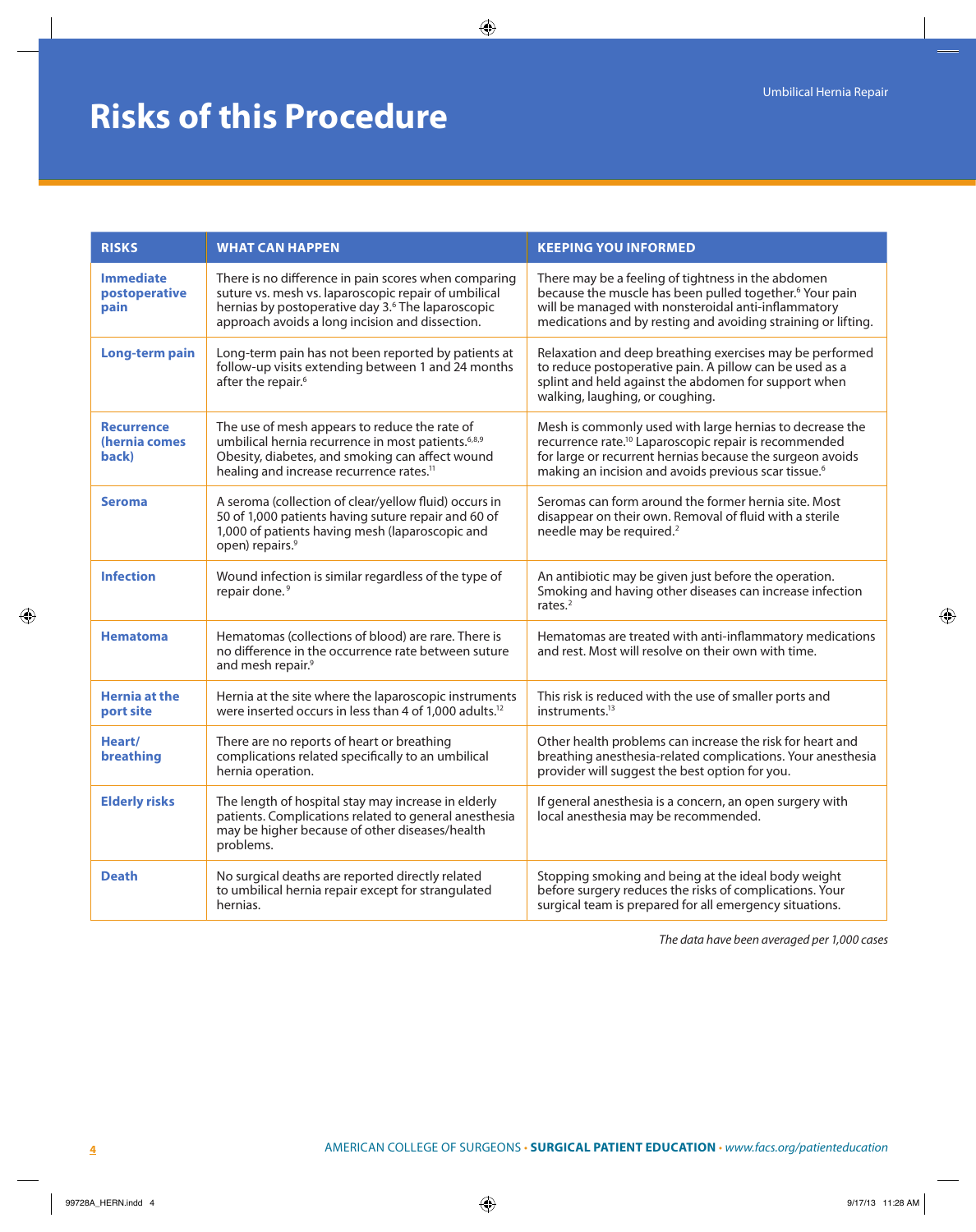# Risks of this Procedure

| RISKS | WHAT CAN HAPPEN | KEEPING YOU INFORMED |
|---|---|---|
| **Immediate postoperative pain** | There is no difference in pain scores when comparing suture vs. mesh vs. laparoscopic repair of umbilical hernias by postoperative day 3.[6] The laparoscopic approach avoids a long incision and dissection. | There may be a feeling of tightness in the abdomen because the muscle has been pulled together.[6] Your pain will be managed with nonsteroidal anti-inflammatory medications and by resting and avoiding straining or lifting. |
| **Long-term pain** | Long-term pain has not been reported by patients at follow-up visits extending between 1 and 24 months after the repair.[6] | Relaxation and deep breathing exercises may be performed to reduce postoperative pain. A pillow can be used as a splint and held against the abdomen for support when walking, laughing, or coughing. |
| **Recurrence (hernia comes back)** | The use of mesh appears to reduce the rate of umbilical hernia recurrence in most patients.[6,8,9] Obesity, diabetes, and smoking can affect wound healing and increase recurrence rates.[11] | Mesh is commonly used with large hernias to decrease the recurrence rate.[10] Laparoscopic repair is recommended for large or recurrent hernias because the surgeon avoids making an incision and avoids previous scar tissue.[6] |
| **Seroma** | A seroma (collection of clear/yellow fluid) occurs in 50 of 1,000 patients having suture repair and 60 of 1,000 of patients having mesh (laparoscopic and open) repairs.[9] | Seromas can form around the former hernia site. Most disappear on their own. Removal of fluid with a sterile needle may be required.[2] |
| **Infection** | Wound infection is similar regardless of the type of repair done.[9] | An antibiotic may be given just before the operation. Smoking and having other diseases can increase infection rates.[2] |
| **Hematoma** | Hematomas (collections of blood) are rare. There is no difference in the occurrence rate between suture and mesh repair.[9] | Hematomas are treated with anti-inflammatory medications and rest. Most will resolve on their own with time. |
| **Hernia at the port site** | Hernia at the site where the laparoscopic instruments were inserted occurs in less than 4 of 1,000 adults.[12] | This risk is reduced with the use of smaller ports and instruments.[13] |
| **Heart/ breathing** | There are no reports of heart or breathing complications related specifically to an umbilical hernia operation. | Other health problems can increase the risk for heart and breathing anesthesia-related complications. Your anesthesia provider will suggest the best option for you. |
| **Elderly risks** | The length of hospital stay may increase in elderly patients. Complications related to general anesthesia may be higher because of other diseases/health problems. | If general anesthesia is a concern, an open surgery with local anesthesia may be recommended. |
| **Death** | No surgical deaths are reported directly related to umbilical hernia repair except for strangulated hernias. | Stopping smoking and being at the ideal body weight before surgery reduces the risks of complications. Your surgical team is prepared for all emergency situations. |

*The data have been averaged per 1,000 cases*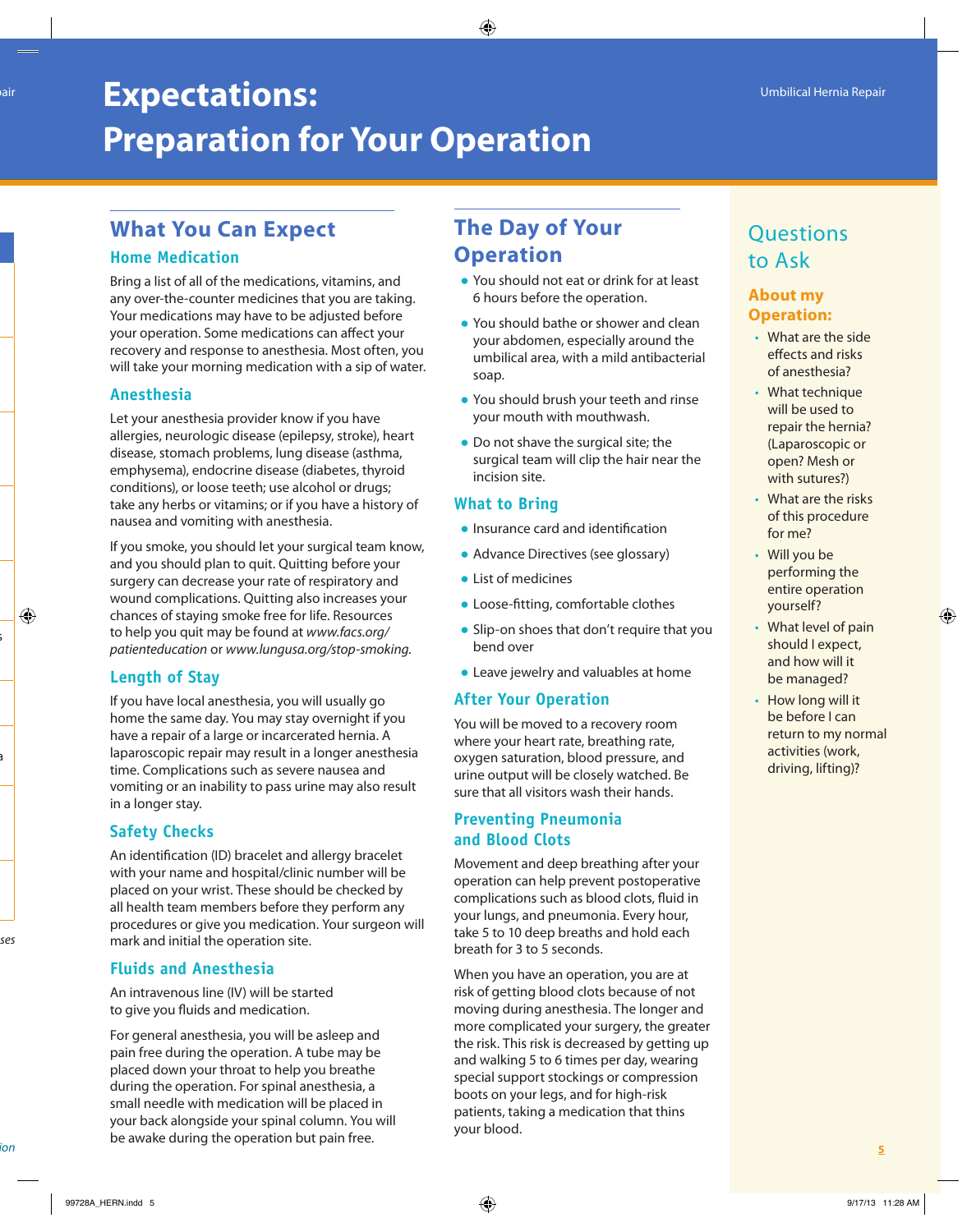# Expectations: Preparation for Your Operation

## What You Can Expect

### Home Medication

Bring a list of all of the medications, vitamins, and any over-the-counter medicines that you are taking. Your medications may have to be adjusted before your operation. Some medications can affect your recovery and response to anesthesia. Most often, you will take your morning medication with a sip of water.

### Anesthesia

Let your anesthesia provider know if you have allergies, neurologic disease (epilepsy, stroke), heart disease, stomach problems, lung disease (asthma, emphysema), endocrine disease (diabetes, thyroid conditions), or loose teeth; use alcohol or drugs; take any herbs or vitamins; or if you have a history of nausea and vomiting with anesthesia.

If you smoke, you should let your surgical team know, and you should plan to quit. Quitting before your surgery can decrease your rate of respiratory and wound complications. Quitting also increases your chances of staying smoke free for life. Resources to help you quit may be found at *www.facs.org/patienteducation* or *www.lungusa.org/stop-smoking.*

### Length of Stay

If you have local anesthesia, you will usually go home the same day. You may stay overnight if you have a repair of a large or incarcerated hernia. A laparoscopic repair may result in a longer anesthesia time. Complications such as severe nausea and vomiting or an inability to pass urine may also result in a longer stay.

### Safety Checks

An identification (ID) bracelet and allergy bracelet with your name and hospital/clinic number will be placed on your wrist. These should be checked by all health team members before they perform any procedures or give you medication. Your surgeon will mark and initial the operation site.

### Fluids and Anesthesia

An intravenous line (IV) will be started to give you fluids and medication.

For general anesthesia, you will be asleep and pain free during the operation. A tube may be placed down your throat to help you breathe during the operation. For spinal anesthesia, a small needle with medication will be placed in your back alongside your spinal column. You will be awake during the operation but pain free.

## The Day of Your Operation

- You should not eat or drink for at least 6 hours before the operation.
- You should bathe or shower and clean your abdomen, especially around the umbilical area, with a mild antibacterial soap.
- You should brush your teeth and rinse your mouth with mouthwash.
- Do not shave the surgical site; the surgical team will clip the hair near the incision site.

### What to Bring

- Insurance card and identification
- Advance Directives (see glossary)
- List of medicines
- Loose-fitting, comfortable clothes
- Slip-on shoes that don't require that you bend over
- Leave jewelry and valuables at home

### After Your Operation

You will be moved to a recovery room where your heart rate, breathing rate, oxygen saturation, blood pressure, and urine output will be closely watched. Be sure that all visitors wash their hands.

### Preventing Pneumonia and Blood Clots

Movement and deep breathing after your operation can help prevent postoperative complications such as blood clots, fluid in your lungs, and pneumonia. Every hour, take 5 to 10 deep breaths and hold each breath for 3 to 5 seconds.

When you have an operation, you are at risk of getting blood clots because of not moving during anesthesia. The longer and more complicated your surgery, the greater the risk. This risk is decreased by getting up and walking 5 to 6 times per day, wearing special support stockings or compression boots on your legs, and for high-risk patients, taking a medication that thins your blood.

## Questions to Ask

### About my Operation:

- What are the side effects and risks of anesthesia?
- What technique will be used to repair the hernia? (Laparoscopic or open? Mesh or with sutures?)
- What are the risks of this procedure for me?
- Will you be performing the entire operation yourself?
- What level of pain should I expect, and how will it be managed?
- How long will it be before I can return to my normal activities (work, driving, lifting)?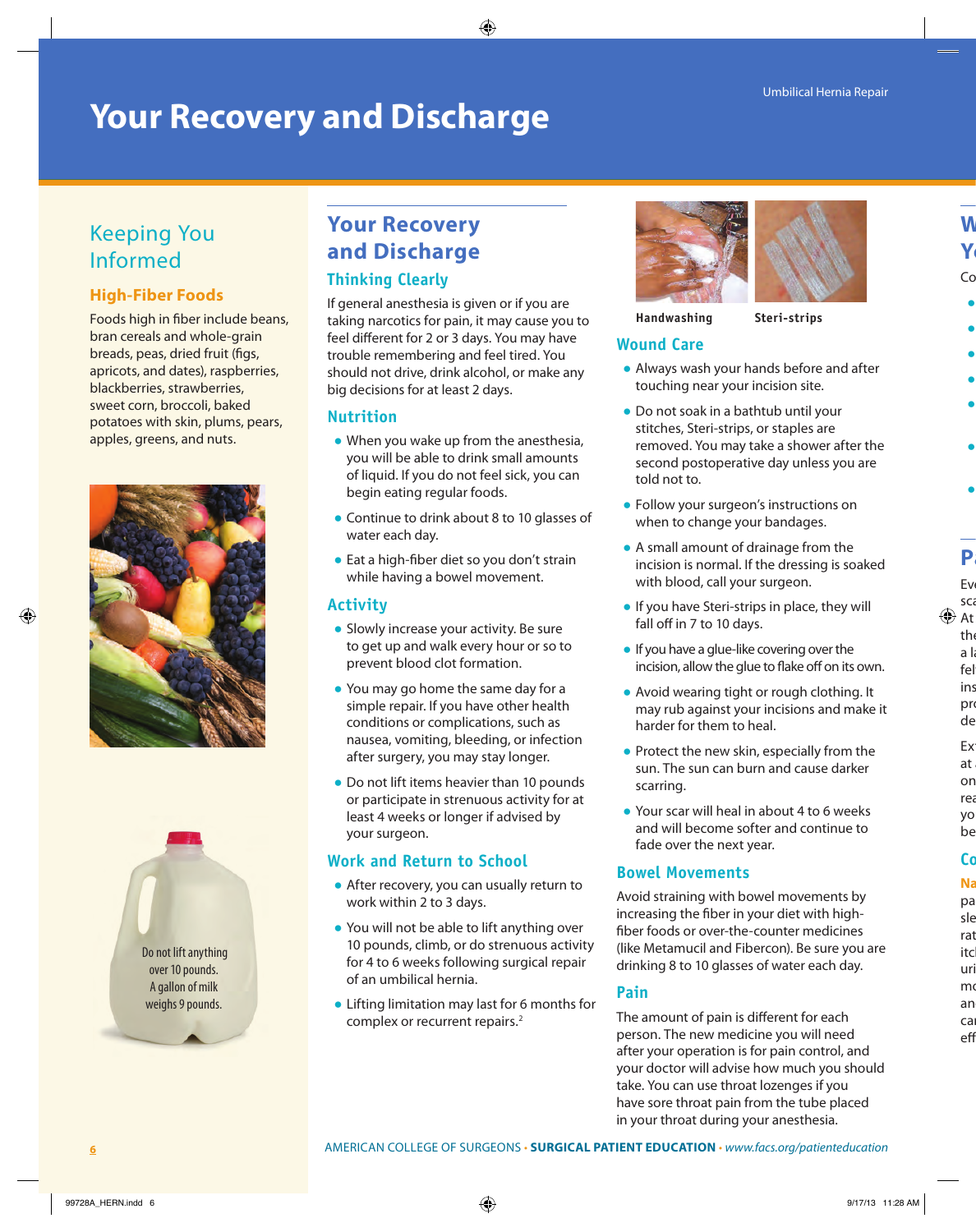# Your Recovery and Discharge

## Keeping You Informed

### High-Fiber Foods

Foods high in fiber include beans, bran cereals and whole-grain breads, peas, dried fruit (figs, apricots, and dates), raspberries, blackberries, strawberries, sweet corn, broccoli, baked potatoes with skin, plums, pears, apples, greens, and nuts.

Do not lift anything over 10 pounds. A gallon of milk weighs 9 pounds.

## Your Recovery and Discharge

### Thinking Clearly

If general anesthesia is given or if you are taking narcotics for pain, it may cause you to feel different for 2 or 3 days. You may have trouble remembering and feel tired. You should not drive, drink alcohol, or make any big decisions for at least 2 days.

### Nutrition

- When you wake up from the anesthesia, you will be able to drink small amounts of liquid. If you do not feel sick, you can begin eating regular foods.
- Continue to drink about 8 to 10 glasses of water each day.
- Eat a high-fiber diet so you don't strain while having a bowel movement.

### Activity

- Slowly increase your activity. Be sure to get up and walk every hour or so to prevent blood clot formation.
- You may go home the same day for a simple repair. If you have other health conditions or complications, such as nausea, vomiting, bleeding, or infection after surgery, you may stay longer.
- Do not lift items heavier than 10 pounds or participate in strenuous activity for at least 4 weeks or longer if advised by your surgeon.

### Work and Return to School

- After recovery, you can usually return to work within 2 to 3 days.
- You will not be able to lift anything over 10 pounds, climb, or do strenuous activity for 4 to 6 weeks following surgical repair of an umbilical hernia.
- Lifting limitation may last for 6 months for complex or recurrent repairs.[2]

Handwashing

Steri-strips

### Wound Care

- Always wash your hands before and after touching near your incision site.
- Do not soak in a bathtub until your stitches, Steri-strips, or staples are removed. You may take a shower after the second postoperative day unless you are told not to.
- Follow your surgeon's instructions on when to change your bandages.
- A small amount of drainage from the incision is normal. If the dressing is soaked with blood, call your surgeon.
- If you have Steri-strips in place, they will fall off in 7 to 10 days.
- If you have a glue-like covering over the incision, allow the glue to flake off on its own.
- Avoid wearing tight or rough clothing. It may rub against your incisions and make it harder for them to heal.
- Protect the new skin, especially from the sun. The sun can burn and cause darker scarring.
- Your scar will heal in about 4 to 6 weeks and will become softer and continue to fade over the next year.

### Bowel Movements

Avoid straining with bowel movements by increasing the fiber in your diet with high-fiber foods or over-the-counter medicines (like Metamucil and Fibercon). Be sure you are drinking 8 to 10 glasses of water each day.

### Pain

The amount of pain is different for each person. The new medicine you will need after your operation is for pain control, and your doctor will advise how much you should take. You can use throat lozenges if you have sore throat pain from the tube placed in your throat during your anesthesia.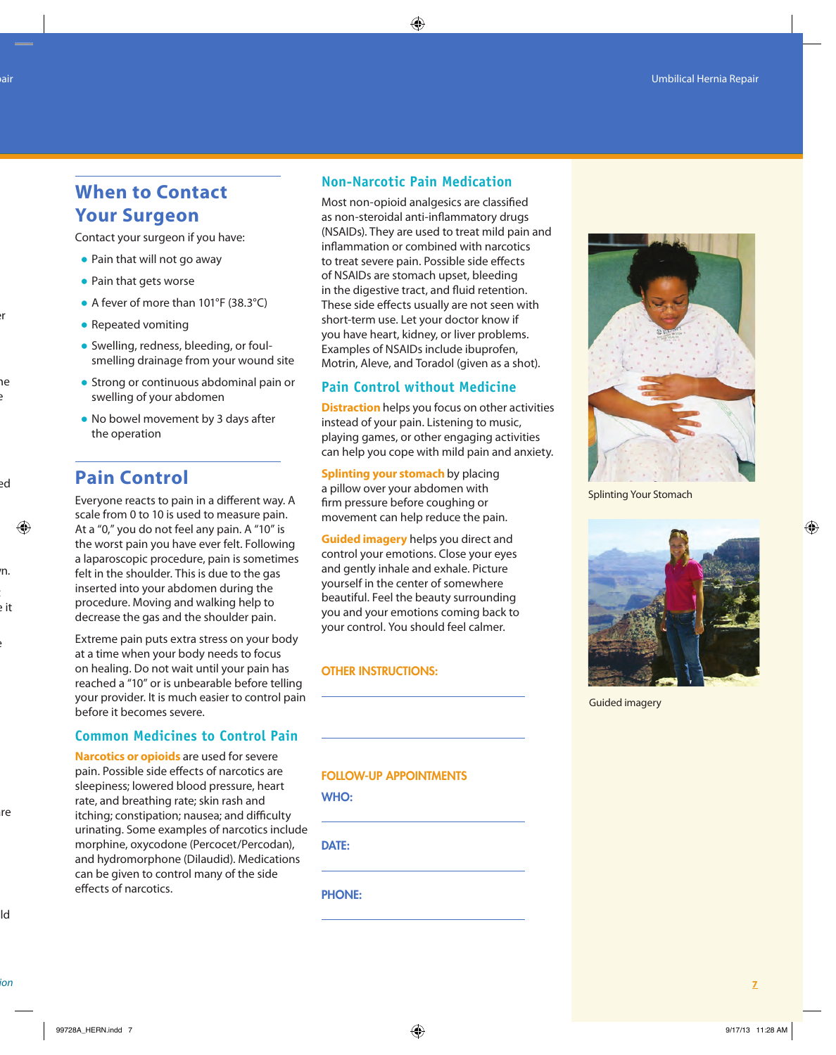## When to Contact Your Surgeon

Contact your surgeon if you have:

- Pain that will not go away
- Pain that gets worse
- A fever of more than 101°F (38.3°C)
- Repeated vomiting
- Swelling, redness, bleeding, or foul-smelling drainage from your wound site
- Strong or continuous abdominal pain or swelling of your abdomen
- No bowel movement by 3 days after the operation

## Pain Control

Everyone reacts to pain in a different way. A scale from 0 to 10 is used to measure pain. At a "0," you do not feel any pain. A "10" is the worst pain you have ever felt. Following a laparoscopic procedure, pain is sometimes felt in the shoulder. This is due to the gas inserted into your abdomen during the procedure. Moving and walking help to decrease the gas and the shoulder pain.

Extreme pain puts extra stress on your body at a time when your body needs to focus on healing. Do not wait until your pain has reached a "10" or is unbearable before telling your provider. It is much easier to control pain before it becomes severe.

### Common Medicines to Control Pain

**Narcotics or opioids** are used for severe pain. Possible side effects of narcotics are sleepiness; lowered blood pressure, heart rate, and breathing rate; skin rash and itching; constipation; nausea; and difficulty urinating. Some examples of narcotics include morphine, oxycodone (Percocet/Percodan), and hydromorphone (Dilaudid). Medications can be given to control many of the side effects of narcotics.

### Non-Narcotic Pain Medication

Most non-opioid analgesics are classified as non-steroidal anti-inflammatory drugs (NSAIDs). They are used to treat mild pain and inflammation or combined with narcotics to treat severe pain. Possible side effects of NSAIDs are stomach upset, bleeding in the digestive tract, and fluid retention. These side effects usually are not seen with short-term use. Let your doctor know if you have heart, kidney, or liver problems. Examples of NSAIDs include ibuprofen, Motrin, Aleve, and Toradol (given as a shot).

### Pain Control without Medicine

**Distraction** helps you focus on other activities instead of your pain. Listening to music, playing games, or other engaging activities can help you cope with mild pain and anxiety.

**Splinting your stomach** by placing a pillow over your abdomen with firm pressure before coughing or movement can help reduce the pain.

**Guided imagery** helps you direct and control your emotions. Close your eyes and gently inhale and exhale. Picture yourself in the center of somewhere beautiful. Feel the beauty surrounding you and your emotions coming back to your control. You should feel calmer.

**OTHER INSTRUCTIONS:**

______________________________

______________________________

**FOLLOW-UP APPOINTMENTS**

**WHO:** ______________________________

**DATE:** ______________________________

**PHONE:** ______________________________

Splinting Your Stomach

Guided imagery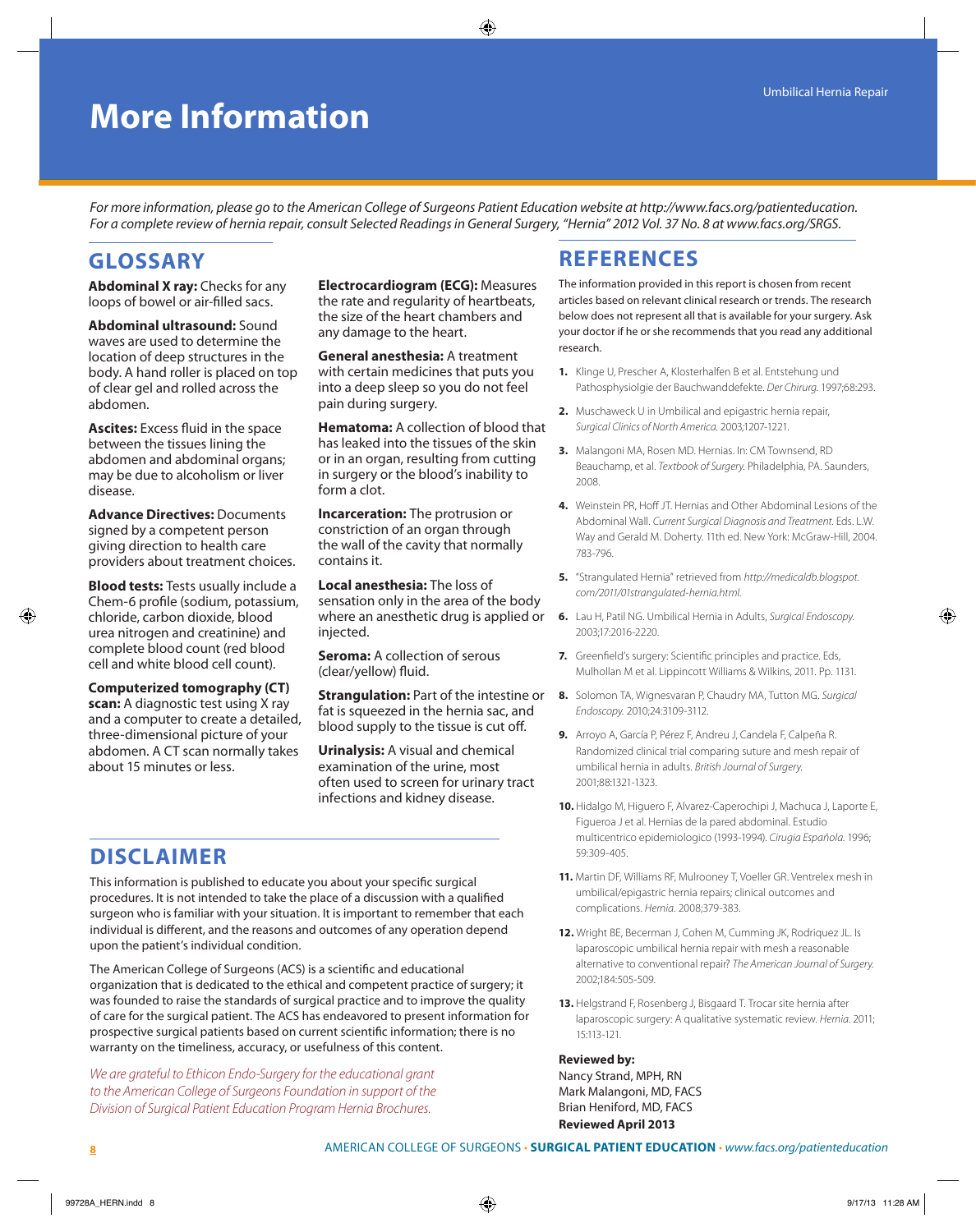# More Information

*For more information, please go to the American College of Surgeons Patient Education website at http://www.facs.org/patienteducation. For a complete review of hernia repair, consult Selected Readings in General Surgery, "Hernia" 2012 Vol. 37 No. 8 at www.facs.org/SRGS.*

## GLOSSARY

**Abdominal X ray:** Checks for any loops of bowel or air-filled sacs.

**Abdominal ultrasound:** Sound waves are used to determine the location of deep structures in the body. A hand roller is placed on top of clear gel and rolled across the abdomen.

**Ascites:** Excess fluid in the space between the tissues lining the abdomen and abdominal organs; may be due to alcoholism or liver disease.

**Advance Directives:** Documents signed by a competent person giving direction to health care providers about treatment choices.

**Blood tests:** Tests usually include a Chem-6 profile (sodium, potassium, chloride, carbon dioxide, blood urea nitrogen and creatinine) and complete blood count (red blood cell and white blood cell count).

**Computerized tomography (CT) scan:** A diagnostic test using X ray and a computer to create a detailed, three-dimensional picture of your abdomen. A CT scan normally takes about 15 minutes or less.

**Electrocardiogram (ECG):** Measures the rate and regularity of heartbeats, the size of the heart chambers and any damage to the heart.

**General anesthesia:** A treatment with certain medicines that puts you into a deep sleep so you do not feel pain during surgery.

**Hematoma:** A collection of blood that has leaked into the tissues of the skin or in an organ, resulting from cutting in surgery or the blood's inability to form a clot.

**Incarceration:** The protrusion or constriction of an organ through the wall of the cavity that normally contains it.

**Local anesthesia:** The loss of sensation only in the area of the body where an anesthetic drug is applied or injected.

**Seroma:** A collection of serous (clear/yellow) fluid.

**Strangulation:** Part of the intestine or fat is squeezed in the hernia sac, and blood supply to the tissue is cut off.

**Urinalysis:** A visual and chemical examination of the urine, most often used to screen for urinary tract infections and kidney disease.

## DISCLAIMER

This information is published to educate you about your specific surgical procedures. It is not intended to take the place of a discussion with a qualified surgeon who is familiar with your situation. It is important to remember that each individual is different, and the reasons and outcomes of any operation depend upon the patient's individual condition.

The American College of Surgeons (ACS) is a scientific and educational organization that is dedicated to the ethical and competent practice of surgery; it was founded to raise the standards of surgical practice and to improve the quality of care for the surgical patient. The ACS has endeavored to present information for prospective surgical patients based on current scientific information; there is no warranty on the timeliness, accuracy, or usefulness of this content.

*We are grateful to Ethicon Endo-Surgery for the educational grant to the American College of Surgeons Foundation in support of the Division of Surgical Patient Education Program Hernia Brochures.*

## REFERENCES

The information provided in this report is chosen from recent articles based on relevant clinical research or trends. The research below does not represent all that is available for your surgery. Ask your doctor if he or she recommends that you read any additional research.

1. Klinge U, Prescher A, Klosterhalfen B et al. Entstehung und Pathosphysiolgie der Bauchwanddefekte. *Der Chirurg.* 1997;68:293.
2. Muschaweck U in Umbilical and epigastric hernia repair, *Surgical Clinics of North America.* 2003;1207-1221.
3. Malangoni MA, Rosen MD. Hernias. In: CM Townsend, RD Beauchamp, et al. *Textbook of Surgery.* Philadelphia, PA. Saunders, 2008.
4. Weinstein PR, Hoff JT. Hernias and Other Abdominal Lesions of the Abdominal Wall. *Current Surgical Diagnosis and Treatment.* Eds. L.W. Way and Gerald M. Doherty. 11th ed. New York: McGraw-Hill, 2004. 783-796.
5. "Strangulated Hernia" retrieved from *http://medicaldb.blogspot.com/2011/01strangulated-hernia.html.*
6. Lau H, Patil NG. Umbilical Hernia in Adults, *Surgical Endoscopy.* 2003;17:2016-2220.
7. Greenfield's surgery: Scientific principles and practice. Eds, Mulhollan M et al. Lippincott Williams & Wilkins, 2011. Pp. 1131.
8. Solomon TA, Wignesvaran P, Chaudry MA, Tutton MG. *Surgical Endoscopy.* 2010;24:3109-3112.
9. Arroyo A, García P, Pérez F, Andreu J, Candela F, Calpeña R. Randomized clinical trial comparing suture and mesh repair of umbilical hernia in adults. *British Journal of Surgery.* 2001;88:1321-1323.
10. Hidalgo M, Higuero F, Alvarez-Caperochipi J, Machuca J, Laporte E, Figueroa J et al. Hernias de la pared abdominal. Estudio multicentrico epidemiologico (1993-1994). *Cirugia Española.* 1996; 59:309-405.
11. Martin DF, Williams RF, Mulrooney T, Voeller GR. Ventrelex mesh in umbilical/epigastric hernia repairs; clinical outcomes and complications. *Hernia.* 2008;379-383.
12. Wright BE, Beceman J, Cohen M, Cumming JK, Rodriquez JL. Is laparoscopic umbilical hernia repair with mesh a reasonable alternative to conventional repair? *The American Journal of Surgery.* 2002;184:505-509.
13. Helgstrand F, Rosenberg J, Bisgaard T. Trocar site hernia after laparoscopic surgery: A qualitative systematic review. *Hernia.* 2011; 15:113-121.

**Reviewed by:**
Nancy Strand, MPH, RN
Mark Malangoni, MD, FACS
Brian Heniford, MD, FACS
**Reviewed April 2013**